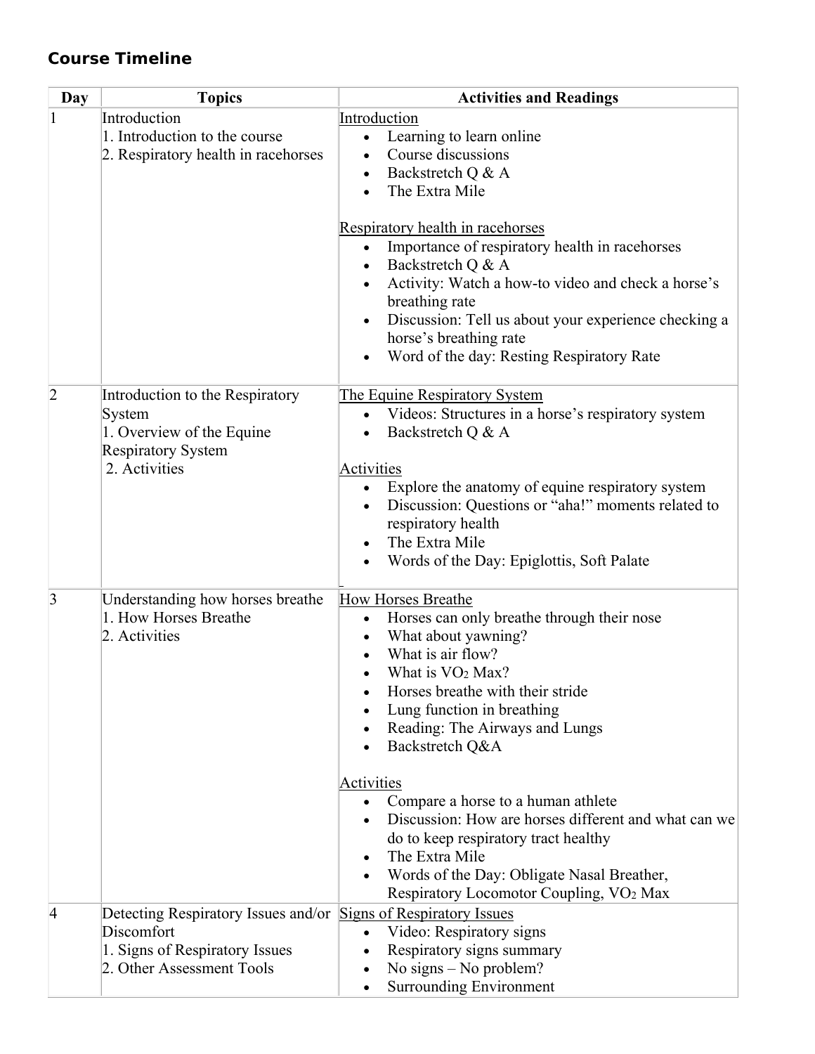## Course Timeline

| Day | Topics | Activities and Readings |
|---|---|---|
| 1 | Introduction<br>1. Introduction to the course<br>2. Respiratory health in racehorses | Introduction<br>• Learning to learn online<br>• Course discussions<br>• Backstretch Q & A<br>• The Extra Mile<br><br>Respiratory health in racehorses<br>• Importance of respiratory health in racehorses<br>• Backstretch Q & A<br>• Activity: Watch a how-to video and check a horse's breathing rate<br>• Discussion: Tell us about your experience checking a horse's breathing rate<br>• Word of the day: Resting Respiratory Rate |
| 2 | Introduction to the Respiratory System<br>1. Overview of the Equine Respiratory System<br>2. Activities | The Equine Respiratory System<br>• Videos: Structures in a horse's respiratory system<br>• Backstretch Q & A<br><br>Activities<br>• Explore the anatomy of equine respiratory system<br>• Discussion: Questions or "aha!" moments related to respiratory health<br>• The Extra Mile<br>• Words of the Day: Epiglottis, Soft Palate |
| 3 | Understanding how horses breathe<br>1. How Horses Breathe<br>2. Activities | How Horses Breathe<br>• Horses can only breathe through their nose<br>• What about yawning?<br>• What is air flow?<br>• What is $VO_2$ Max?<br>• Horses breathe with their stride<br>• Lung function in breathing<br>• Reading: The Airways and Lungs<br>• Backstretch Q&A<br><br>Activities<br>• Compare a horse to a human athlete<br>• Discussion: How are horses different and what can we do to keep respiratory tract healthy<br>• The Extra Mile<br>• Words of the Day: Obligate Nasal Breather, Respiratory Locomotor Coupling, $VO_2$ Max |
| 4 | Detecting Respiratory Issues and/or Discomfort<br>1. Signs of Respiratory Issues<br>2. Other Assessment Tools | Signs of Respiratory Issues<br>• Video: Respiratory signs<br>• Respiratory signs summary<br>• No signs – No problem?<br>• Surrounding Environment |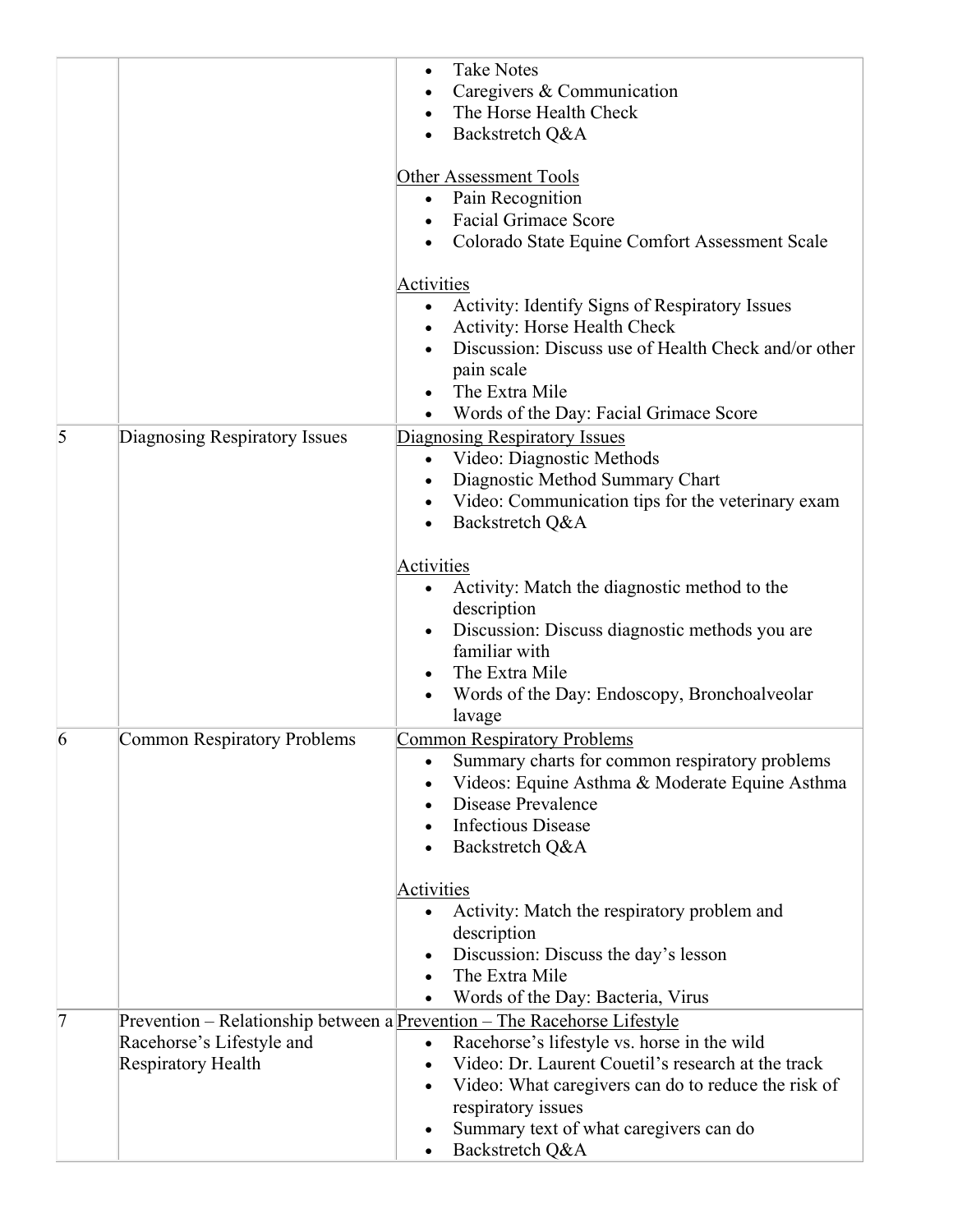|  |  |  |
|---|---|---|
|  |  | • Take Notes<br>• Caregivers & Communication<br>• The Horse Health Check<br>• Backstretch Q&A<br><br><u>Other Assessment Tools</u><br>• Pain Recognition<br>• Facial Grimace Score<br>• Colorado State Equine Comfort Assessment Scale<br><br><u>Activities</u><br>• Activity: Identify Signs of Respiratory Issues<br>• Activity: Horse Health Check<br>• Discussion: Discuss use of Health Check and/or other pain scale<br>• The Extra Mile<br>• Words of the Day: Facial Grimace Score |
| 5 | Diagnosing Respiratory Issues | <u>Diagnosing Respiratory Issues</u><br>• Video: Diagnostic Methods<br>• Diagnostic Method Summary Chart<br>• Video: Communication tips for the veterinary exam<br>• Backstretch Q&A<br><br><u>Activities</u><br>• Activity: Match the diagnostic method to the description<br>• Discussion: Discuss diagnostic methods you are familiar with<br>• The Extra Mile<br>• Words of the Day: Endoscopy, Bronchoalveolar lavage |
| 6 | Common Respiratory Problems | <u>Common Respiratory Problems</u><br>• Summary charts for common respiratory problems<br>• Videos: Equine Asthma & Moderate Equine Asthma<br>• Disease Prevalence<br>• Infectious Disease<br>• Backstretch Q&A<br><br><u>Activities</u><br>• Activity: Match the respiratory problem and description<br>• Discussion: Discuss the day's lesson<br>• The Extra Mile<br>• Words of the Day: Bacteria, Virus |
| 7 | Prevention – Relationship between a Racehorse's Lifestyle and Respiratory Health | <u>Prevention – The Racehorse Lifestyle</u><br>• Racehorse's lifestyle vs. horse in the wild<br>• Video: Dr. Laurent Couetil's research at the track<br>• Video: What caregivers can do to reduce the risk of respiratory issues<br>• Summary text of what caregivers can do<br>• Backstretch Q&A |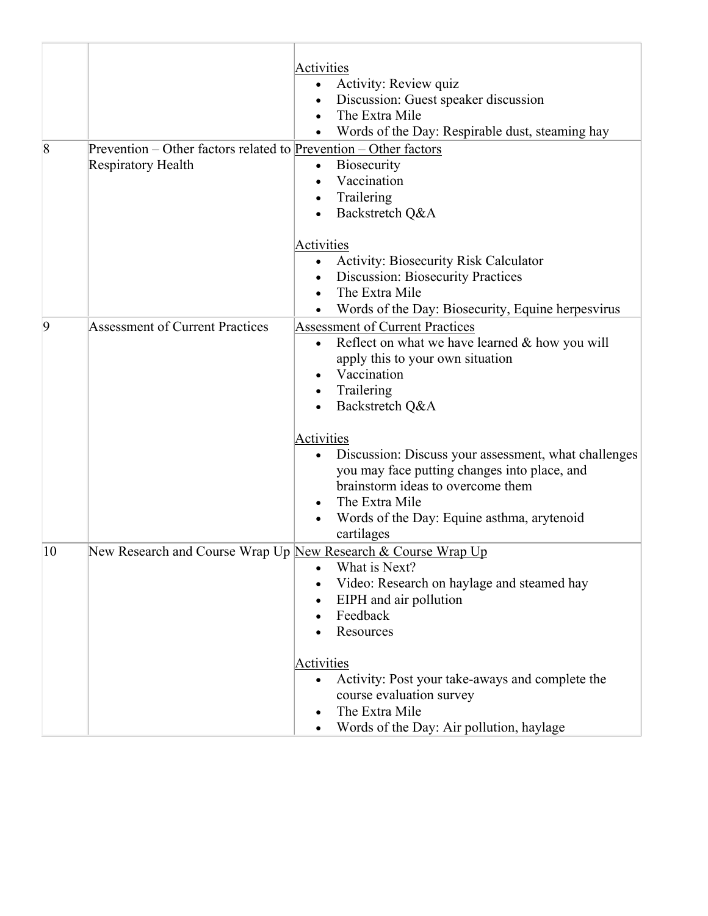| | | |
|---|---|---|
| | | <u>Activities</u><br>• Activity: Review quiz<br>• Discussion: Guest speaker discussion<br>• The Extra Mile<br>• Words of the Day: Respirable dust, steaming hay |
| 8 | Prevention – Other factors related to Respiratory Health | <u>Prevention – Other factors</u><br>• Biosecurity<br>• Vaccination<br>• Trailering<br>• Backstretch Q&A<br><br><u>Activities</u><br>• Activity: Biosecurity Risk Calculator<br>• Discussion: Biosecurity Practices<br>• The Extra Mile<br>• Words of the Day: Biosecurity, Equine herpesvirus |
| 9 | Assessment of Current Practices | <u>Assessment of Current Practices</u><br>• Reflect on what we have learned & how you will apply this to your own situation<br>• Vaccination<br>• Trailering<br>• Backstretch Q&A<br><br><u>Activities</u><br>• Discussion: Discuss your assessment, what challenges you may face putting changes into place, and brainstorm ideas to overcome them<br>• The Extra Mile<br>• Words of the Day: Equine asthma, arytenoid cartilages |
| 10 | New Research and Course Wrap Up | <u>New Research & Course Wrap Up</u><br>• What is Next?<br>• Video: Research on haylage and steamed hay<br>• EIPH and air pollution<br>• Feedback<br>• Resources<br><br><u>Activities</u><br>• Activity: Post your take-aways and complete the course evaluation survey<br>• The Extra Mile<br>• Words of the Day: Air pollution, haylage |